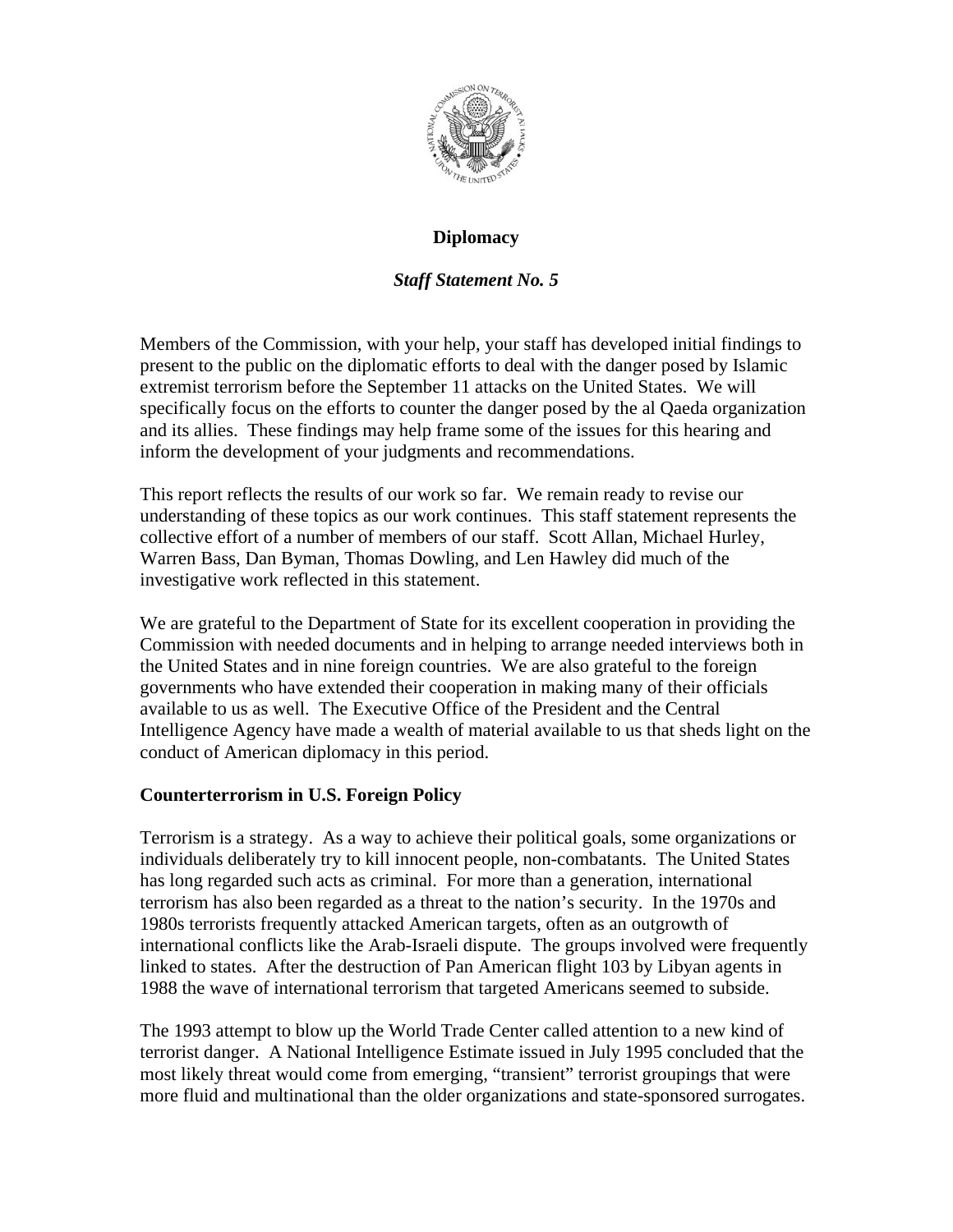**Diplomacy**

***Staff Statement No. 5***

Members of the Commission, with your help, your staff has developed initial findings to present to the public on the diplomatic efforts to deal with the danger posed by Islamic extremist terrorism before the September 11 attacks on the United States. We will specifically focus on the efforts to counter the danger posed by the al Qaeda organization and its allies. These findings may help frame some of the issues for this hearing and inform the development of your judgments and recommendations.

This report reflects the results of our work so far. We remain ready to revise our understanding of these topics as our work continues. This staff statement represents the collective effort of a number of members of our staff. Scott Allan, Michael Hurley, Warren Bass, Dan Byman, Thomas Dowling, and Len Hawley did much of the investigative work reflected in this statement.

We are grateful to the Department of State for its excellent cooperation in providing the Commission with needed documents and in helping to arrange needed interviews both in the United States and in nine foreign countries. We are also grateful to the foreign governments who have extended their cooperation in making many of their officials available to us as well. The Executive Office of the President and the Central Intelligence Agency have made a wealth of material available to us that sheds light on the conduct of American diplomacy in this period.

**Counterterrorism in U.S. Foreign Policy**

Terrorism is a strategy. As a way to achieve their political goals, some organizations or individuals deliberately try to kill innocent people, non-combatants. The United States has long regarded such acts as criminal. For more than a generation, international terrorism has also been regarded as a threat to the nation's security. In the 1970s and 1980s terrorists frequently attacked American targets, often as an outgrowth of international conflicts like the Arab-Israeli dispute. The groups involved were frequently linked to states. After the destruction of Pan American flight 103 by Libyan agents in 1988 the wave of international terrorism that targeted Americans seemed to subside.

The 1993 attempt to blow up the World Trade Center called attention to a new kind of terrorist danger. A National Intelligence Estimate issued in July 1995 concluded that the most likely threat would come from emerging, "transient" terrorist groupings that were more fluid and multinational than the older organizations and state-sponsored surrogates.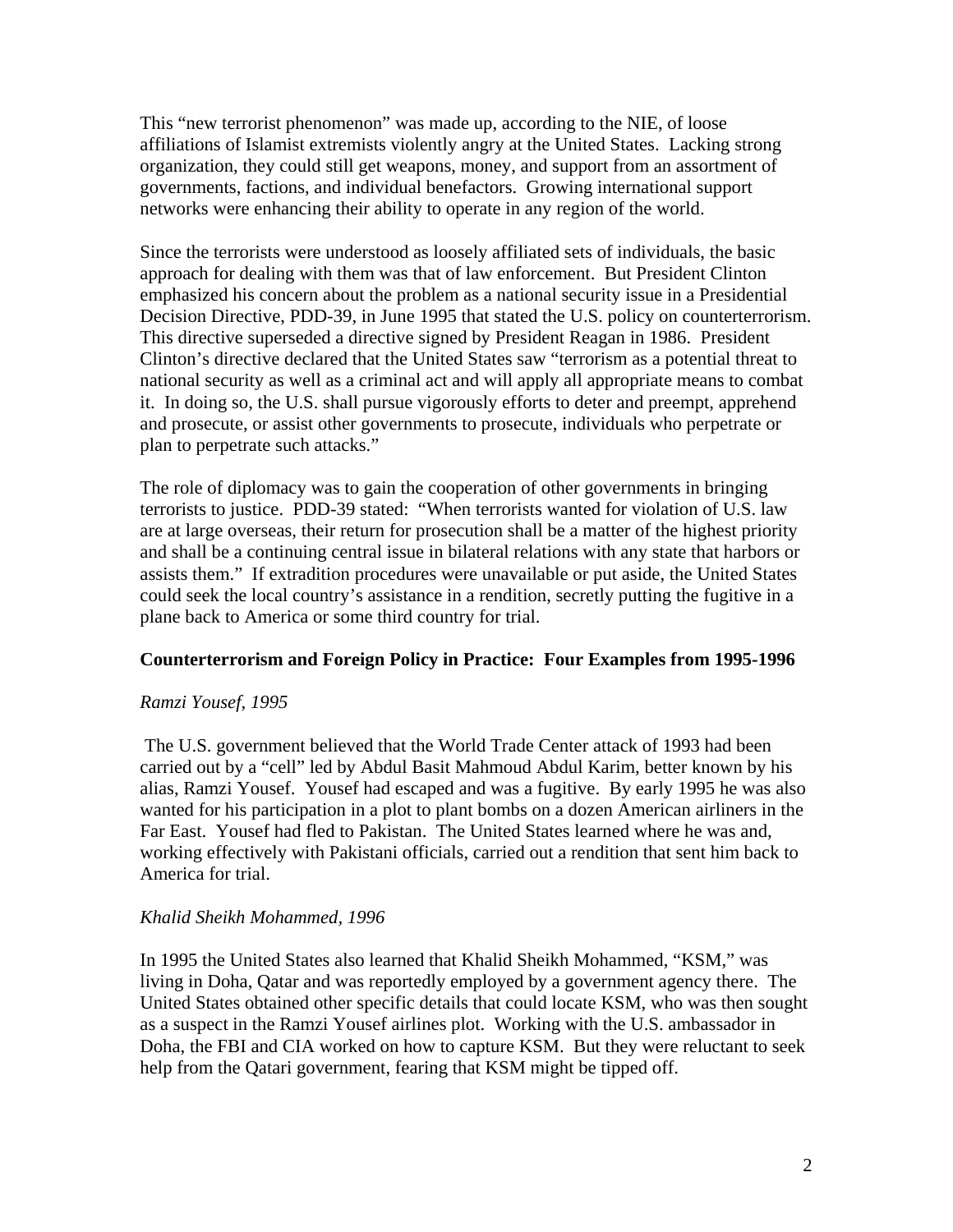This "new terrorist phenomenon" was made up, according to the NIE, of loose affiliations of Islamist extremists violently angry at the United States. Lacking strong organization, they could still get weapons, money, and support from an assortment of governments, factions, and individual benefactors. Growing international support networks were enhancing their ability to operate in any region of the world.

Since the terrorists were understood as loosely affiliated sets of individuals, the basic approach for dealing with them was that of law enforcement. But President Clinton emphasized his concern about the problem as a national security issue in a Presidential Decision Directive, PDD-39, in June 1995 that stated the U.S. policy on counterterrorism. This directive superseded a directive signed by President Reagan in 1986. President Clinton's directive declared that the United States saw "terrorism as a potential threat to national security as well as a criminal act and will apply all appropriate means to combat it. In doing so, the U.S. shall pursue vigorously efforts to deter and preempt, apprehend and prosecute, or assist other governments to prosecute, individuals who perpetrate or plan to perpetrate such attacks."

The role of diplomacy was to gain the cooperation of other governments in bringing terrorists to justice. PDD-39 stated: "When terrorists wanted for violation of U.S. law are at large overseas, their return for prosecution shall be a matter of the highest priority and shall be a continuing central issue in bilateral relations with any state that harbors or assists them." If extradition procedures were unavailable or put aside, the United States could seek the local country's assistance in a rendition, secretly putting the fugitive in a plane back to America or some third country for trial.

**Counterterrorism and Foreign Policy in Practice: Four Examples from 1995-1996**

*Ramzi Yousef, 1995*

The U.S. government believed that the World Trade Center attack of 1993 had been carried out by a "cell" led by Abdul Basit Mahmoud Abdul Karim, better known by his alias, Ramzi Yousef. Yousef had escaped and was a fugitive. By early 1995 he was also wanted for his participation in a plot to plant bombs on a dozen American airliners in the Far East. Yousef had fled to Pakistan. The United States learned where he was and, working effectively with Pakistani officials, carried out a rendition that sent him back to America for trial.

*Khalid Sheikh Mohammed, 1996*

In 1995 the United States also learned that Khalid Sheikh Mohammed, "KSM," was living in Doha, Qatar and was reportedly employed by a government agency there. The United States obtained other specific details that could locate KSM, who was then sought as a suspect in the Ramzi Yousef airlines plot. Working with the U.S. ambassador in Doha, the FBI and CIA worked on how to capture KSM. But they were reluctant to seek help from the Qatari government, fearing that KSM might be tipped off.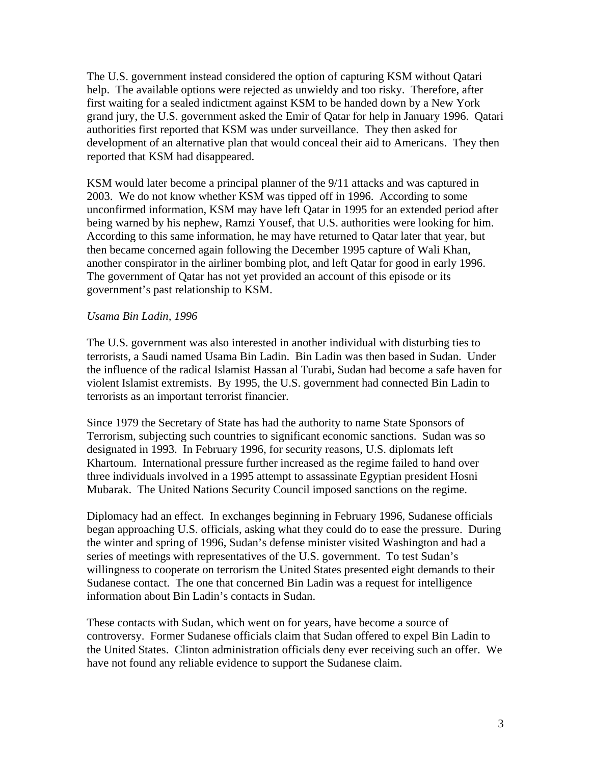The U.S. government instead considered the option of capturing KSM without Qatari help. The available options were rejected as unwieldy and too risky. Therefore, after first waiting for a sealed indictment against KSM to be handed down by a New York grand jury, the U.S. government asked the Emir of Qatar for help in January 1996. Qatari authorities first reported that KSM was under surveillance. They then asked for development of an alternative plan that would conceal their aid to Americans. They then reported that KSM had disappeared.

KSM would later become a principal planner of the 9/11 attacks and was captured in 2003. We do not know whether KSM was tipped off in 1996. According to some unconfirmed information, KSM may have left Qatar in 1995 for an extended period after being warned by his nephew, Ramzi Yousef, that U.S. authorities were looking for him. According to this same information, he may have returned to Qatar later that year, but then became concerned again following the December 1995 capture of Wali Khan, another conspirator in the airliner bombing plot, and left Qatar for good in early 1996. The government of Qatar has not yet provided an account of this episode or its government's past relationship to KSM.

*Usama Bin Ladin, 1996*

The U.S. government was also interested in another individual with disturbing ties to terrorists, a Saudi named Usama Bin Ladin. Bin Ladin was then based in Sudan. Under the influence of the radical Islamist Hassan al Turabi, Sudan had become a safe haven for violent Islamist extremists. By 1995, the U.S. government had connected Bin Ladin to terrorists as an important terrorist financier.

Since 1979 the Secretary of State has had the authority to name State Sponsors of Terrorism, subjecting such countries to significant economic sanctions. Sudan was so designated in 1993. In February 1996, for security reasons, U.S. diplomats left Khartoum. International pressure further increased as the regime failed to hand over three individuals involved in a 1995 attempt to assassinate Egyptian president Hosni Mubarak. The United Nations Security Council imposed sanctions on the regime.

Diplomacy had an effect. In exchanges beginning in February 1996, Sudanese officials began approaching U.S. officials, asking what they could do to ease the pressure. During the winter and spring of 1996, Sudan's defense minister visited Washington and had a series of meetings with representatives of the U.S. government. To test Sudan's willingness to cooperate on terrorism the United States presented eight demands to their Sudanese contact. The one that concerned Bin Ladin was a request for intelligence information about Bin Ladin's contacts in Sudan.

These contacts with Sudan, which went on for years, have become a source of controversy. Former Sudanese officials claim that Sudan offered to expel Bin Ladin to the United States. Clinton administration officials deny ever receiving such an offer. We have not found any reliable evidence to support the Sudanese claim.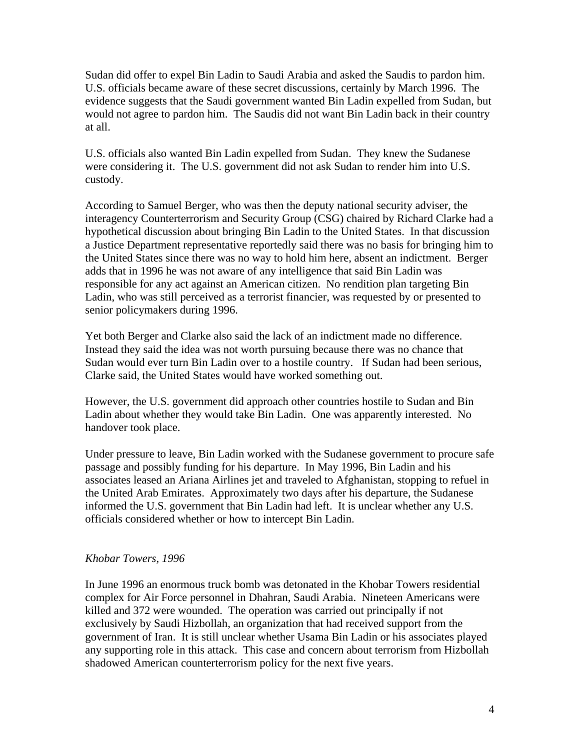Sudan did offer to expel Bin Ladin to Saudi Arabia and asked the Saudis to pardon him. U.S. officials became aware of these secret discussions, certainly by March 1996. The evidence suggests that the Saudi government wanted Bin Ladin expelled from Sudan, but would not agree to pardon him. The Saudis did not want Bin Ladin back in their country at all.

U.S. officials also wanted Bin Ladin expelled from Sudan. They knew the Sudanese were considering it. The U.S. government did not ask Sudan to render him into U.S. custody.

According to Samuel Berger, who was then the deputy national security adviser, the interagency Counterterrorism and Security Group (CSG) chaired by Richard Clarke had a hypothetical discussion about bringing Bin Ladin to the United States. In that discussion a Justice Department representative reportedly said there was no basis for bringing him to the United States since there was no way to hold him here, absent an indictment. Berger adds that in 1996 he was not aware of any intelligence that said Bin Ladin was responsible for any act against an American citizen. No rendition plan targeting Bin Ladin, who was still perceived as a terrorist financier, was requested by or presented to senior policymakers during 1996.

Yet both Berger and Clarke also said the lack of an indictment made no difference. Instead they said the idea was not worth pursuing because there was no chance that Sudan would ever turn Bin Ladin over to a hostile country. If Sudan had been serious, Clarke said, the United States would have worked something out.

However, the U.S. government did approach other countries hostile to Sudan and Bin Ladin about whether they would take Bin Ladin. One was apparently interested. No handover took place.

Under pressure to leave, Bin Ladin worked with the Sudanese government to procure safe passage and possibly funding for his departure. In May 1996, Bin Ladin and his associates leased an Ariana Airlines jet and traveled to Afghanistan, stopping to refuel in the United Arab Emirates. Approximately two days after his departure, the Sudanese informed the U.S. government that Bin Ladin had left. It is unclear whether any U.S. officials considered whether or how to intercept Bin Ladin.

### *Khobar Towers, 1996*

In June 1996 an enormous truck bomb was detonated in the Khobar Towers residential complex for Air Force personnel in Dhahran, Saudi Arabia. Nineteen Americans were killed and 372 were wounded. The operation was carried out principally if not exclusively by Saudi Hizbollah, an organization that had received support from the government of Iran. It is still unclear whether Usama Bin Ladin or his associates played any supporting role in this attack. This case and concern about terrorism from Hizbollah shadowed American counterterrorism policy for the next five years.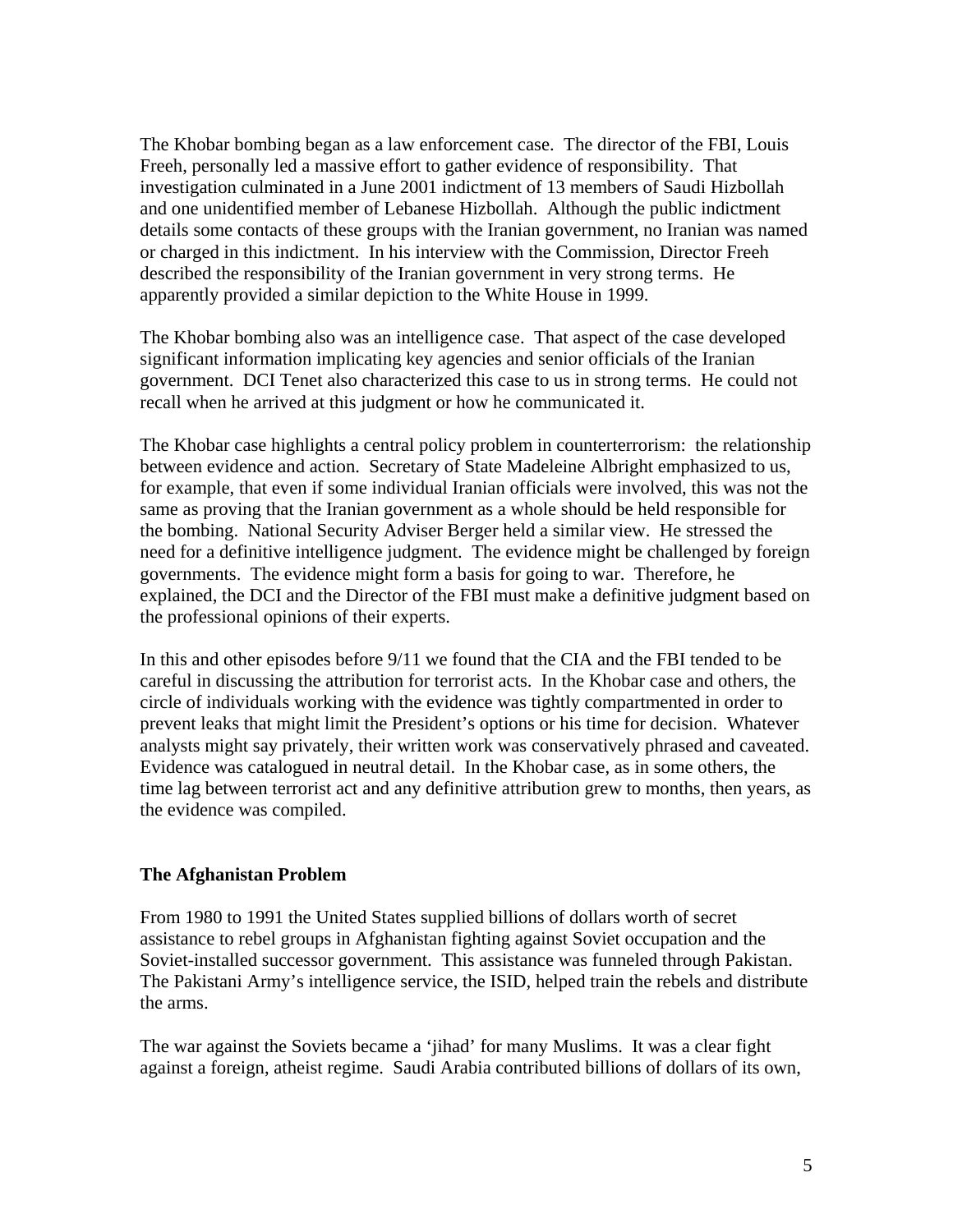The Khobar bombing began as a law enforcement case. The director of the FBI, Louis Freeh, personally led a massive effort to gather evidence of responsibility. That investigation culminated in a June 2001 indictment of 13 members of Saudi Hizbollah and one unidentified member of Lebanese Hizbollah. Although the public indictment details some contacts of these groups with the Iranian government, no Iranian was named or charged in this indictment. In his interview with the Commission, Director Freeh described the responsibility of the Iranian government in very strong terms. He apparently provided a similar depiction to the White House in 1999.

The Khobar bombing also was an intelligence case. That aspect of the case developed significant information implicating key agencies and senior officials of the Iranian government. DCI Tenet also characterized this case to us in strong terms. He could not recall when he arrived at this judgment or how he communicated it.

The Khobar case highlights a central policy problem in counterterrorism: the relationship between evidence and action. Secretary of State Madeleine Albright emphasized to us, for example, that even if some individual Iranian officials were involved, this was not the same as proving that the Iranian government as a whole should be held responsible for the bombing. National Security Adviser Berger held a similar view. He stressed the need for a definitive intelligence judgment. The evidence might be challenged by foreign governments. The evidence might form a basis for going to war. Therefore, he explained, the DCI and the Director of the FBI must make a definitive judgment based on the professional opinions of their experts.

In this and other episodes before 9/11 we found that the CIA and the FBI tended to be careful in discussing the attribution for terrorist acts. In the Khobar case and others, the circle of individuals working with the evidence was tightly compartmented in order to prevent leaks that might limit the President's options or his time for decision. Whatever analysts might say privately, their written work was conservatively phrased and caveated. Evidence was catalogued in neutral detail. In the Khobar case, as in some others, the time lag between terrorist act and any definitive attribution grew to months, then years, as the evidence was compiled.

**The Afghanistan Problem**

From 1980 to 1991 the United States supplied billions of dollars worth of secret assistance to rebel groups in Afghanistan fighting against Soviet occupation and the Soviet-installed successor government. This assistance was funneled through Pakistan. The Pakistani Army's intelligence service, the ISID, helped train the rebels and distribute the arms.

The war against the Soviets became a 'jihad' for many Muslims. It was a clear fight against a foreign, atheist regime. Saudi Arabia contributed billions of dollars of its own,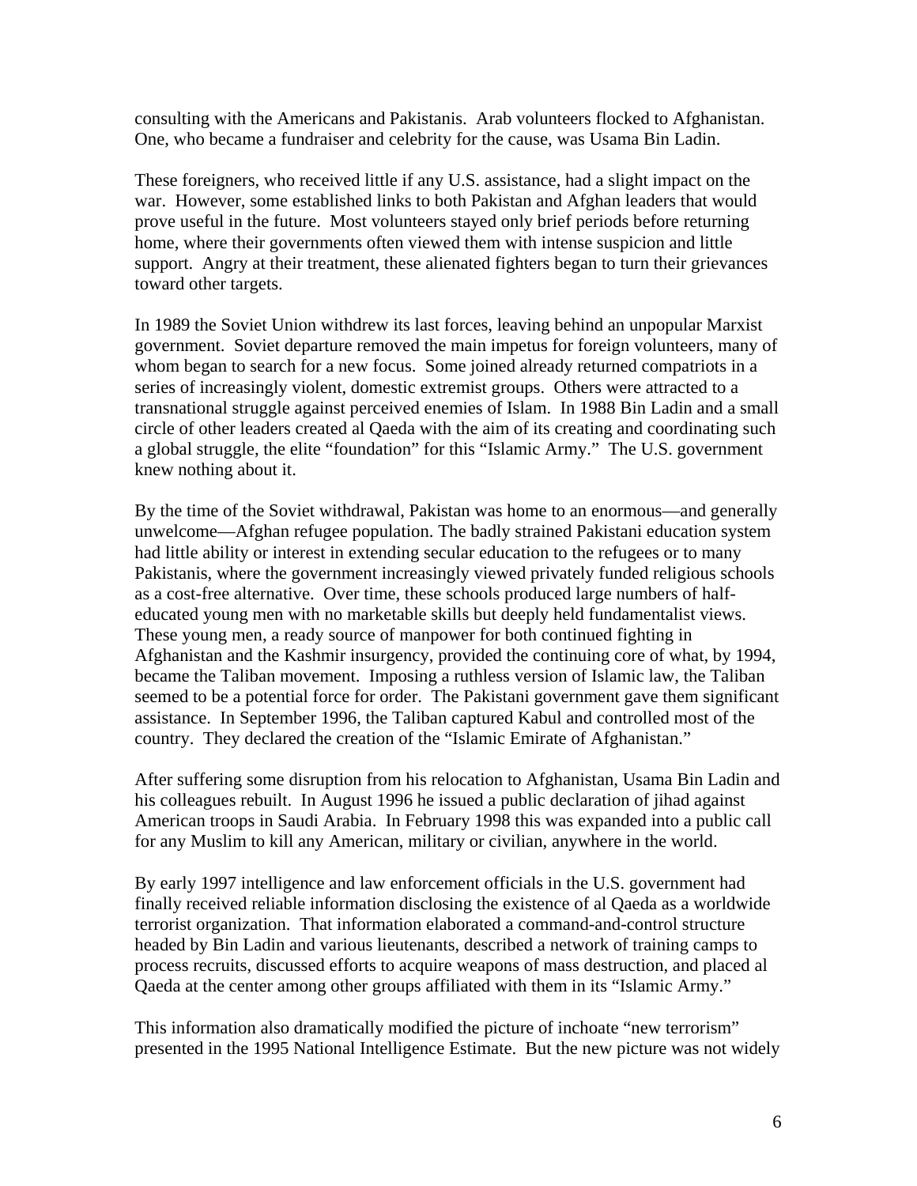consulting with the Americans and Pakistanis. Arab volunteers flocked to Afghanistan. One, who became a fundraiser and celebrity for the cause, was Usama Bin Ladin.

These foreigners, who received little if any U.S. assistance, had a slight impact on the war. However, some established links to both Pakistan and Afghan leaders that would prove useful in the future. Most volunteers stayed only brief periods before returning home, where their governments often viewed them with intense suspicion and little support. Angry at their treatment, these alienated fighters began to turn their grievances toward other targets.

In 1989 the Soviet Union withdrew its last forces, leaving behind an unpopular Marxist government. Soviet departure removed the main impetus for foreign volunteers, many of whom began to search for a new focus. Some joined already returned compatriots in a series of increasingly violent, domestic extremist groups. Others were attracted to a transnational struggle against perceived enemies of Islam. In 1988 Bin Ladin and a small circle of other leaders created al Qaeda with the aim of its creating and coordinating such a global struggle, the elite "foundation" for this "Islamic Army." The U.S. government knew nothing about it.

By the time of the Soviet withdrawal, Pakistan was home to an enormous—and generally unwelcome—Afghan refugee population. The badly strained Pakistani education system had little ability or interest in extending secular education to the refugees or to many Pakistanis, where the government increasingly viewed privately funded religious schools as a cost-free alternative. Over time, these schools produced large numbers of half-educated young men with no marketable skills but deeply held fundamentalist views. These young men, a ready source of manpower for both continued fighting in Afghanistan and the Kashmir insurgency, provided the continuing core of what, by 1994, became the Taliban movement. Imposing a ruthless version of Islamic law, the Taliban seemed to be a potential force for order. The Pakistani government gave them significant assistance. In September 1996, the Taliban captured Kabul and controlled most of the country. They declared the creation of the "Islamic Emirate of Afghanistan."

After suffering some disruption from his relocation to Afghanistan, Usama Bin Ladin and his colleagues rebuilt. In August 1996 he issued a public declaration of jihad against American troops in Saudi Arabia. In February 1998 this was expanded into a public call for any Muslim to kill any American, military or civilian, anywhere in the world.

By early 1997 intelligence and law enforcement officials in the U.S. government had finally received reliable information disclosing the existence of al Qaeda as a worldwide terrorist organization. That information elaborated a command-and-control structure headed by Bin Ladin and various lieutenants, described a network of training camps to process recruits, discussed efforts to acquire weapons of mass destruction, and placed al Qaeda at the center among other groups affiliated with them in its "Islamic Army."

This information also dramatically modified the picture of inchoate "new terrorism" presented in the 1995 National Intelligence Estimate. But the new picture was not widely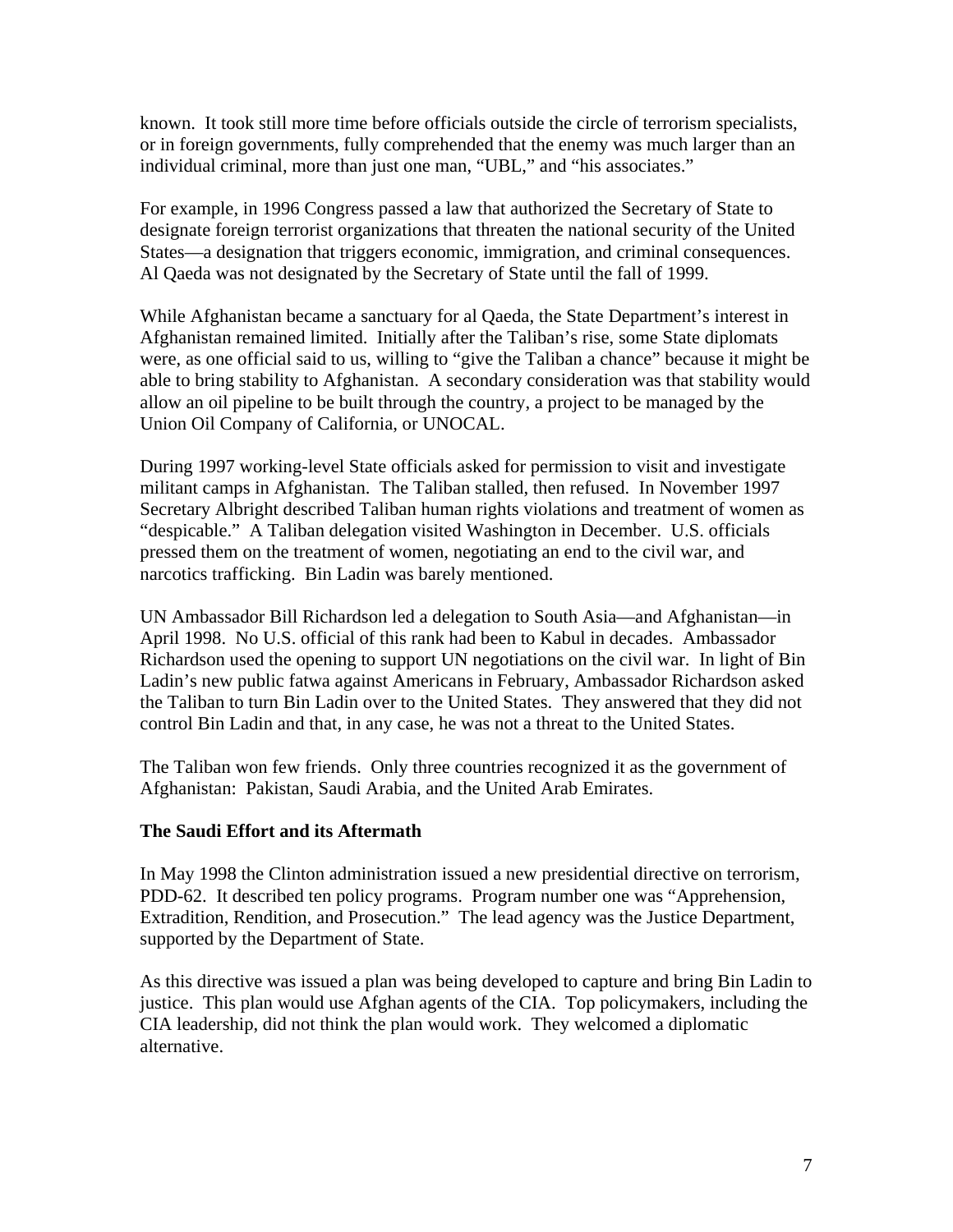known. It took still more time before officials outside the circle of terrorism specialists, or in foreign governments, fully comprehended that the enemy was much larger than an individual criminal, more than just one man, "UBL," and "his associates."

For example, in 1996 Congress passed a law that authorized the Secretary of State to designate foreign terrorist organizations that threaten the national security of the United States—a designation that triggers economic, immigration, and criminal consequences. Al Qaeda was not designated by the Secretary of State until the fall of 1999.

While Afghanistan became a sanctuary for al Qaeda, the State Department's interest in Afghanistan remained limited. Initially after the Taliban's rise, some State diplomats were, as one official said to us, willing to "give the Taliban a chance" because it might be able to bring stability to Afghanistan. A secondary consideration was that stability would allow an oil pipeline to be built through the country, a project to be managed by the Union Oil Company of California, or UNOCAL.

During 1997 working-level State officials asked for permission to visit and investigate militant camps in Afghanistan. The Taliban stalled, then refused. In November 1997 Secretary Albright described Taliban human rights violations and treatment of women as "despicable." A Taliban delegation visited Washington in December. U.S. officials pressed them on the treatment of women, negotiating an end to the civil war, and narcotics trafficking. Bin Ladin was barely mentioned.

UN Ambassador Bill Richardson led a delegation to South Asia—and Afghanistan—in April 1998. No U.S. official of this rank had been to Kabul in decades. Ambassador Richardson used the opening to support UN negotiations on the civil war. In light of Bin Ladin's new public fatwa against Americans in February, Ambassador Richardson asked the Taliban to turn Bin Ladin over to the United States. They answered that they did not control Bin Ladin and that, in any case, he was not a threat to the United States.

The Taliban won few friends. Only three countries recognized it as the government of Afghanistan: Pakistan, Saudi Arabia, and the United Arab Emirates.

**The Saudi Effort and its Aftermath**

In May 1998 the Clinton administration issued a new presidential directive on terrorism, PDD-62. It described ten policy programs. Program number one was "Apprehension, Extradition, Rendition, and Prosecution." The lead agency was the Justice Department, supported by the Department of State.

As this directive was issued a plan was being developed to capture and bring Bin Ladin to justice. This plan would use Afghan agents of the CIA. Top policymakers, including the CIA leadership, did not think the plan would work. They welcomed a diplomatic alternative.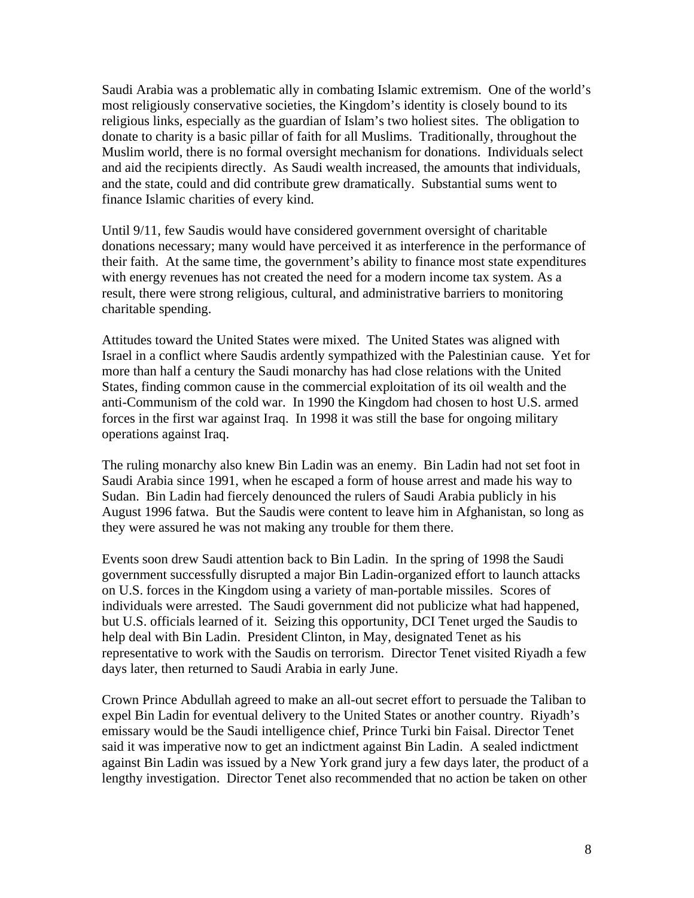Saudi Arabia was a problematic ally in combating Islamic extremism. One of the world's most religiously conservative societies, the Kingdom's identity is closely bound to its religious links, especially as the guardian of Islam's two holiest sites. The obligation to donate to charity is a basic pillar of faith for all Muslims. Traditionally, throughout the Muslim world, there is no formal oversight mechanism for donations. Individuals select and aid the recipients directly. As Saudi wealth increased, the amounts that individuals, and the state, could and did contribute grew dramatically. Substantial sums went to finance Islamic charities of every kind.

Until 9/11, few Saudis would have considered government oversight of charitable donations necessary; many would have perceived it as interference in the performance of their faith. At the same time, the government's ability to finance most state expenditures with energy revenues has not created the need for a modern income tax system. As a result, there were strong religious, cultural, and administrative barriers to monitoring charitable spending.

Attitudes toward the United States were mixed. The United States was aligned with Israel in a conflict where Saudis ardently sympathized with the Palestinian cause. Yet for more than half a century the Saudi monarchy has had close relations with the United States, finding common cause in the commercial exploitation of its oil wealth and the anti-Communism of the cold war. In 1990 the Kingdom had chosen to host U.S. armed forces in the first war against Iraq. In 1998 it was still the base for ongoing military operations against Iraq.

The ruling monarchy also knew Bin Ladin was an enemy. Bin Ladin had not set foot in Saudi Arabia since 1991, when he escaped a form of house arrest and made his way to Sudan. Bin Ladin had fiercely denounced the rulers of Saudi Arabia publicly in his August 1996 fatwa. But the Saudis were content to leave him in Afghanistan, so long as they were assured he was not making any trouble for them there.

Events soon drew Saudi attention back to Bin Ladin. In the spring of 1998 the Saudi government successfully disrupted a major Bin Ladin-organized effort to launch attacks on U.S. forces in the Kingdom using a variety of man-portable missiles. Scores of individuals were arrested. The Saudi government did not publicize what had happened, but U.S. officials learned of it. Seizing this opportunity, DCI Tenet urged the Saudis to help deal with Bin Ladin. President Clinton, in May, designated Tenet as his representative to work with the Saudis on terrorism. Director Tenet visited Riyadh a few days later, then returned to Saudi Arabia in early June.

Crown Prince Abdullah agreed to make an all-out secret effort to persuade the Taliban to expel Bin Ladin for eventual delivery to the United States or another country. Riyadh's emissary would be the Saudi intelligence chief, Prince Turki bin Faisal. Director Tenet said it was imperative now to get an indictment against Bin Ladin. A sealed indictment against Bin Ladin was issued by a New York grand jury a few days later, the product of a lengthy investigation. Director Tenet also recommended that no action be taken on other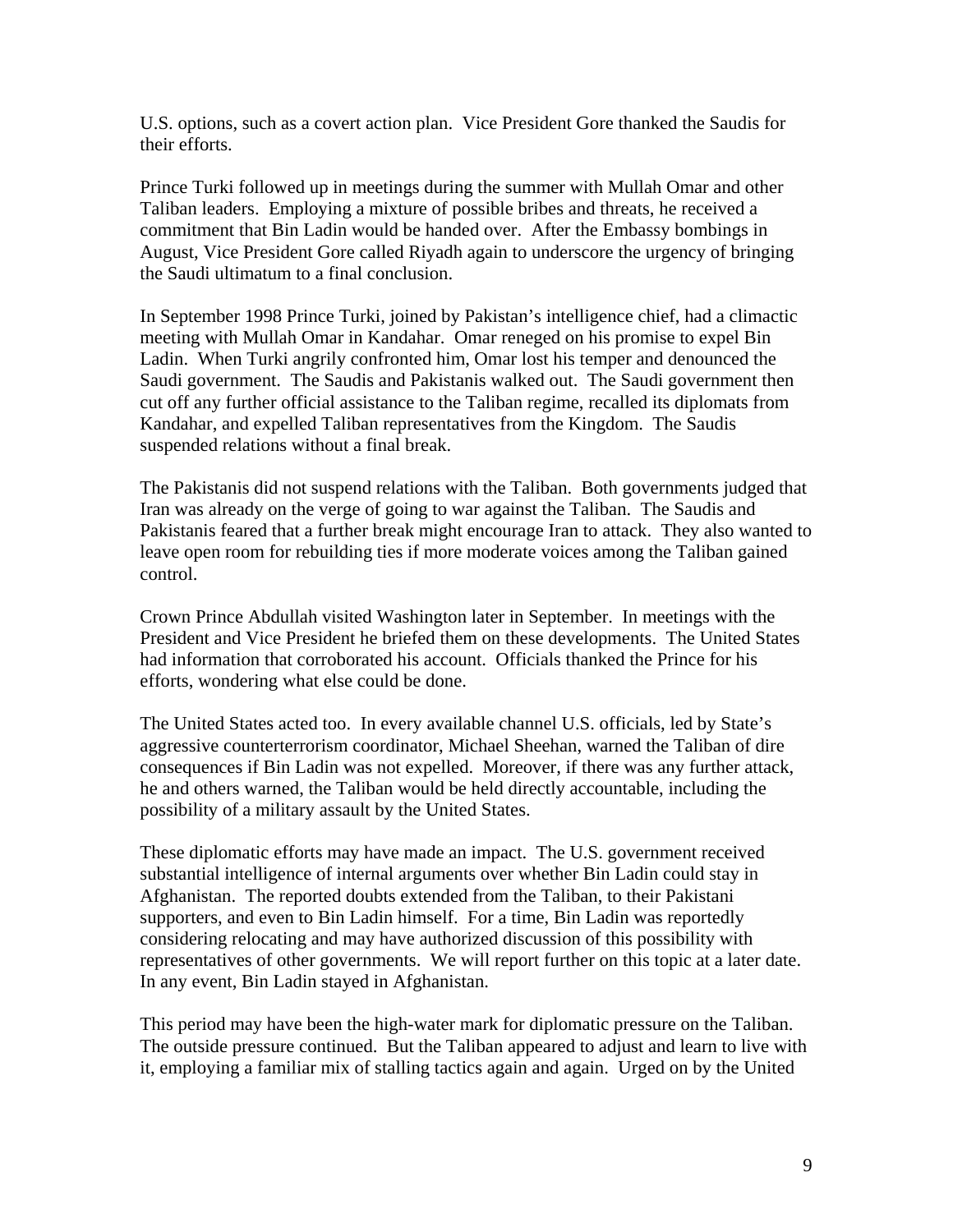U.S. options, such as a covert action plan. Vice President Gore thanked the Saudis for their efforts.

Prince Turki followed up in meetings during the summer with Mullah Omar and other Taliban leaders. Employing a mixture of possible bribes and threats, he received a commitment that Bin Ladin would be handed over. After the Embassy bombings in August, Vice President Gore called Riyadh again to underscore the urgency of bringing the Saudi ultimatum to a final conclusion.

In September 1998 Prince Turki, joined by Pakistan's intelligence chief, had a climactic meeting with Mullah Omar in Kandahar. Omar reneged on his promise to expel Bin Ladin. When Turki angrily confronted him, Omar lost his temper and denounced the Saudi government. The Saudis and Pakistanis walked out. The Saudi government then cut off any further official assistance to the Taliban regime, recalled its diplomats from Kandahar, and expelled Taliban representatives from the Kingdom. The Saudis suspended relations without a final break.

The Pakistanis did not suspend relations with the Taliban. Both governments judged that Iran was already on the verge of going to war against the Taliban. The Saudis and Pakistanis feared that a further break might encourage Iran to attack. They also wanted to leave open room for rebuilding ties if more moderate voices among the Taliban gained control.

Crown Prince Abdullah visited Washington later in September. In meetings with the President and Vice President he briefed them on these developments. The United States had information that corroborated his account. Officials thanked the Prince for his efforts, wondering what else could be done.

The United States acted too. In every available channel U.S. officials, led by State's aggressive counterterrorism coordinator, Michael Sheehan, warned the Taliban of dire consequences if Bin Ladin was not expelled. Moreover, if there was any further attack, he and others warned, the Taliban would be held directly accountable, including the possibility of a military assault by the United States.

These diplomatic efforts may have made an impact. The U.S. government received substantial intelligence of internal arguments over whether Bin Ladin could stay in Afghanistan. The reported doubts extended from the Taliban, to their Pakistani supporters, and even to Bin Ladin himself. For a time, Bin Ladin was reportedly considering relocating and may have authorized discussion of this possibility with representatives of other governments. We will report further on this topic at a later date. In any event, Bin Ladin stayed in Afghanistan.

This period may have been the high-water mark for diplomatic pressure on the Taliban. The outside pressure continued. But the Taliban appeared to adjust and learn to live with it, employing a familiar mix of stalling tactics again and again. Urged on by the United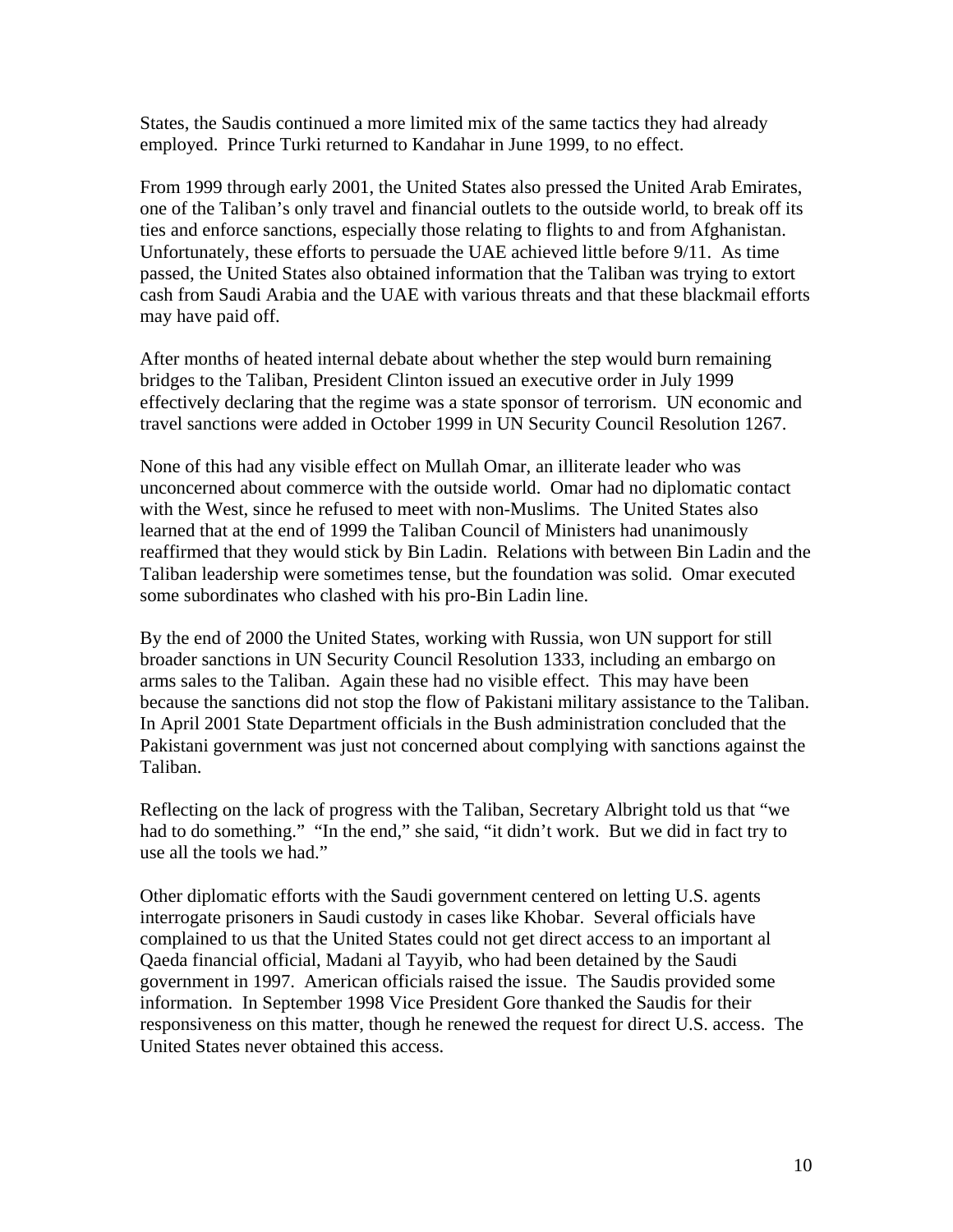States, the Saudis continued a more limited mix of the same tactics they had already employed. Prince Turki returned to Kandahar in June 1999, to no effect.

From 1999 through early 2001, the United States also pressed the United Arab Emirates, one of the Taliban's only travel and financial outlets to the outside world, to break off its ties and enforce sanctions, especially those relating to flights to and from Afghanistan. Unfortunately, these efforts to persuade the UAE achieved little before 9/11. As time passed, the United States also obtained information that the Taliban was trying to extort cash from Saudi Arabia and the UAE with various threats and that these blackmail efforts may have paid off.

After months of heated internal debate about whether the step would burn remaining bridges to the Taliban, President Clinton issued an executive order in July 1999 effectively declaring that the regime was a state sponsor of terrorism. UN economic and travel sanctions were added in October 1999 in UN Security Council Resolution 1267.

None of this had any visible effect on Mullah Omar, an illiterate leader who was unconcerned about commerce with the outside world. Omar had no diplomatic contact with the West, since he refused to meet with non-Muslims. The United States also learned that at the end of 1999 the Taliban Council of Ministers had unanimously reaffirmed that they would stick by Bin Ladin. Relations with between Bin Ladin and the Taliban leadership were sometimes tense, but the foundation was solid. Omar executed some subordinates who clashed with his pro-Bin Ladin line.

By the end of 2000 the United States, working with Russia, won UN support for still broader sanctions in UN Security Council Resolution 1333, including an embargo on arms sales to the Taliban. Again these had no visible effect. This may have been because the sanctions did not stop the flow of Pakistani military assistance to the Taliban. In April 2001 State Department officials in the Bush administration concluded that the Pakistani government was just not concerned about complying with sanctions against the Taliban.

Reflecting on the lack of progress with the Taliban, Secretary Albright told us that "we had to do something." "In the end," she said, "it didn't work. But we did in fact try to use all the tools we had."

Other diplomatic efforts with the Saudi government centered on letting U.S. agents interrogate prisoners in Saudi custody in cases like Khobar. Several officials have complained to us that the United States could not get direct access to an important al Qaeda financial official, Madani al Tayyib, who had been detained by the Saudi government in 1997. American officials raised the issue. The Saudis provided some information. In September 1998 Vice President Gore thanked the Saudis for their responsiveness on this matter, though he renewed the request for direct U.S. access. The United States never obtained this access.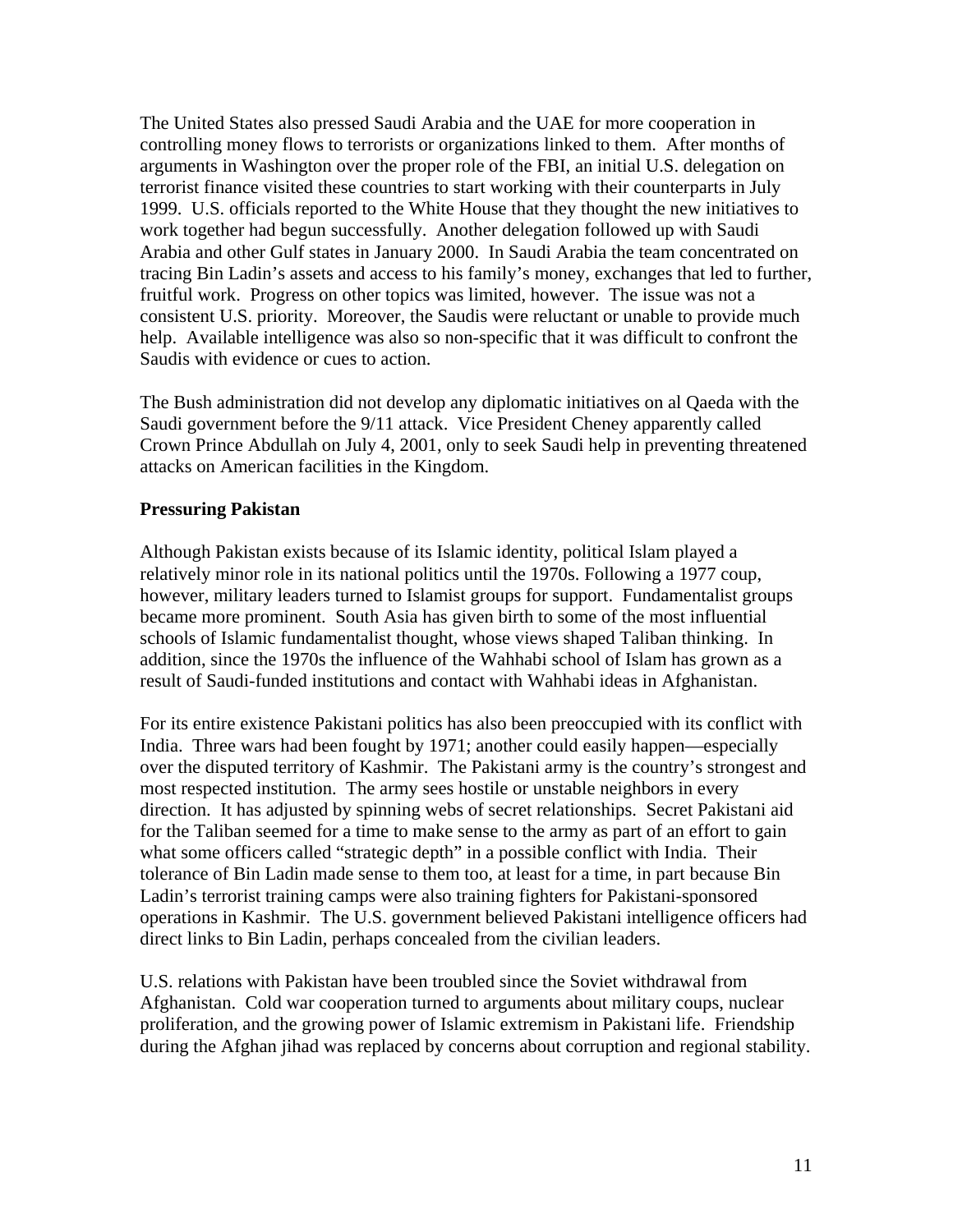The United States also pressed Saudi Arabia and the UAE for more cooperation in controlling money flows to terrorists or organizations linked to them. After months of arguments in Washington over the proper role of the FBI, an initial U.S. delegation on terrorist finance visited these countries to start working with their counterparts in July 1999. U.S. officials reported to the White House that they thought the new initiatives to work together had begun successfully. Another delegation followed up with Saudi Arabia and other Gulf states in January 2000. In Saudi Arabia the team concentrated on tracing Bin Ladin's assets and access to his family's money, exchanges that led to further, fruitful work. Progress on other topics was limited, however. The issue was not a consistent U.S. priority. Moreover, the Saudis were reluctant or unable to provide much help. Available intelligence was also so non-specific that it was difficult to confront the Saudis with evidence or cues to action.

The Bush administration did not develop any diplomatic initiatives on al Qaeda with the Saudi government before the 9/11 attack. Vice President Cheney apparently called Crown Prince Abdullah on July 4, 2001, only to seek Saudi help in preventing threatened attacks on American facilities in the Kingdom.

**Pressuring Pakistan**

Although Pakistan exists because of its Islamic identity, political Islam played a relatively minor role in its national politics until the 1970s. Following a 1977 coup, however, military leaders turned to Islamist groups for support. Fundamentalist groups became more prominent. South Asia has given birth to some of the most influential schools of Islamic fundamentalist thought, whose views shaped Taliban thinking. In addition, since the 1970s the influence of the Wahhabi school of Islam has grown as a result of Saudi-funded institutions and contact with Wahhabi ideas in Afghanistan.

For its entire existence Pakistani politics has also been preoccupied with its conflict with India. Three wars had been fought by 1971; another could easily happen—especially over the disputed territory of Kashmir. The Pakistani army is the country's strongest and most respected institution. The army sees hostile or unstable neighbors in every direction. It has adjusted by spinning webs of secret relationships. Secret Pakistani aid for the Taliban seemed for a time to make sense to the army as part of an effort to gain what some officers called "strategic depth" in a possible conflict with India. Their tolerance of Bin Ladin made sense to them too, at least for a time, in part because Bin Ladin's terrorist training camps were also training fighters for Pakistani-sponsored operations in Kashmir. The U.S. government believed Pakistani intelligence officers had direct links to Bin Ladin, perhaps concealed from the civilian leaders.

U.S. relations with Pakistan have been troubled since the Soviet withdrawal from Afghanistan. Cold war cooperation turned to arguments about military coups, nuclear proliferation, and the growing power of Islamic extremism in Pakistani life. Friendship during the Afghan jihad was replaced by concerns about corruption and regional stability.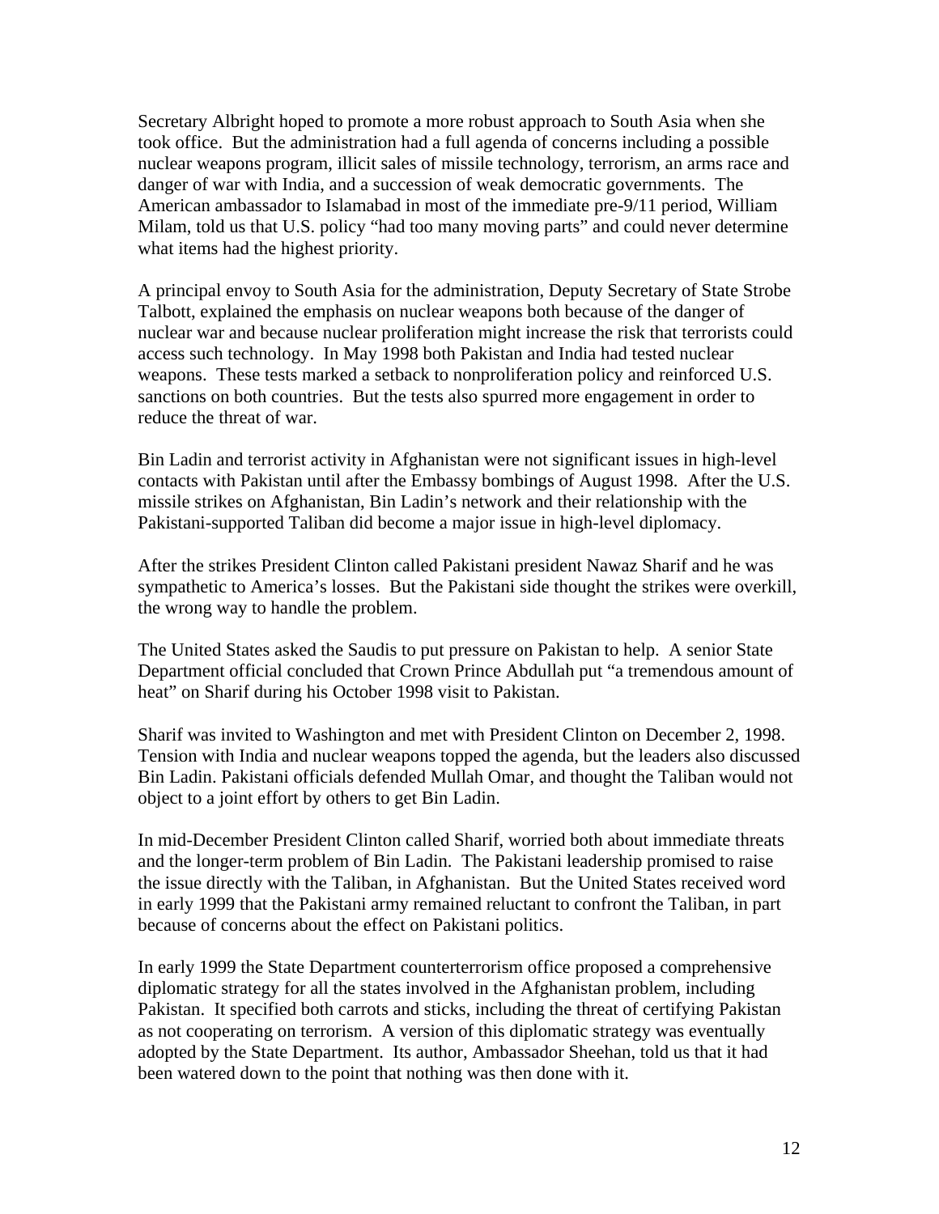Secretary Albright hoped to promote a more robust approach to South Asia when she took office. But the administration had a full agenda of concerns including a possible nuclear weapons program, illicit sales of missile technology, terrorism, an arms race and danger of war with India, and a succession of weak democratic governments. The American ambassador to Islamabad in most of the immediate pre-9/11 period, William Milam, told us that U.S. policy "had too many moving parts" and could never determine what items had the highest priority.

A principal envoy to South Asia for the administration, Deputy Secretary of State Strobe Talbott, explained the emphasis on nuclear weapons both because of the danger of nuclear war and because nuclear proliferation might increase the risk that terrorists could access such technology. In May 1998 both Pakistan and India had tested nuclear weapons. These tests marked a setback to nonproliferation policy and reinforced U.S. sanctions on both countries. But the tests also spurred more engagement in order to reduce the threat of war.

Bin Ladin and terrorist activity in Afghanistan were not significant issues in high-level contacts with Pakistan until after the Embassy bombings of August 1998. After the U.S. missile strikes on Afghanistan, Bin Ladin's network and their relationship with the Pakistani-supported Taliban did become a major issue in high-level diplomacy.

After the strikes President Clinton called Pakistani president Nawaz Sharif and he was sympathetic to America's losses. But the Pakistani side thought the strikes were overkill, the wrong way to handle the problem.

The United States asked the Saudis to put pressure on Pakistan to help. A senior State Department official concluded that Crown Prince Abdullah put "a tremendous amount of heat" on Sharif during his October 1998 visit to Pakistan.

Sharif was invited to Washington and met with President Clinton on December 2, 1998. Tension with India and nuclear weapons topped the agenda, but the leaders also discussed Bin Ladin. Pakistani officials defended Mullah Omar, and thought the Taliban would not object to a joint effort by others to get Bin Ladin.

In mid-December President Clinton called Sharif, worried both about immediate threats and the longer-term problem of Bin Ladin. The Pakistani leadership promised to raise the issue directly with the Taliban, in Afghanistan. But the United States received word in early 1999 that the Pakistani army remained reluctant to confront the Taliban, in part because of concerns about the effect on Pakistani politics.

In early 1999 the State Department counterterrorism office proposed a comprehensive diplomatic strategy for all the states involved in the Afghanistan problem, including Pakistan. It specified both carrots and sticks, including the threat of certifying Pakistan as not cooperating on terrorism. A version of this diplomatic strategy was eventually adopted by the State Department. Its author, Ambassador Sheehan, told us that it had been watered down to the point that nothing was then done with it.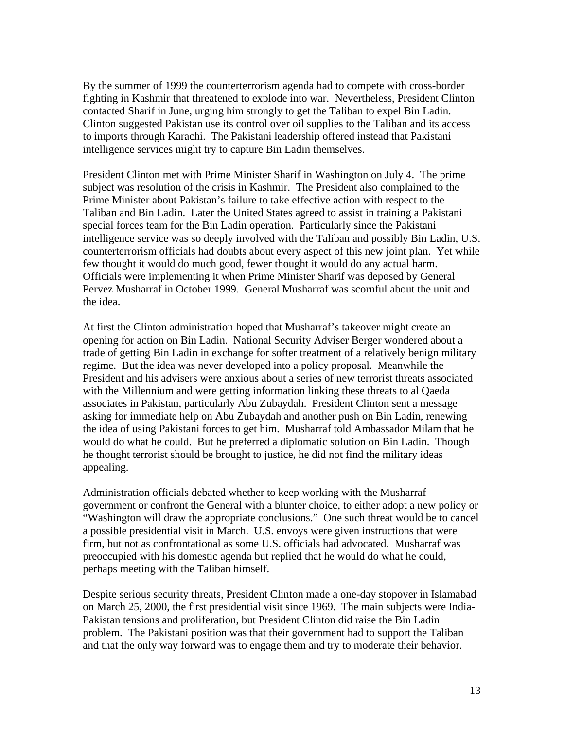By the summer of 1999 the counterterrorism agenda had to compete with cross-border fighting in Kashmir that threatened to explode into war. Nevertheless, President Clinton contacted Sharif in June, urging him strongly to get the Taliban to expel Bin Ladin. Clinton suggested Pakistan use its control over oil supplies to the Taliban and its access to imports through Karachi. The Pakistani leadership offered instead that Pakistani intelligence services might try to capture Bin Ladin themselves.

President Clinton met with Prime Minister Sharif in Washington on July 4. The prime subject was resolution of the crisis in Kashmir. The President also complained to the Prime Minister about Pakistan's failure to take effective action with respect to the Taliban and Bin Ladin. Later the United States agreed to assist in training a Pakistani special forces team for the Bin Ladin operation. Particularly since the Pakistani intelligence service was so deeply involved with the Taliban and possibly Bin Ladin, U.S. counterterrorism officials had doubts about every aspect of this new joint plan. Yet while few thought it would do much good, fewer thought it would do any actual harm. Officials were implementing it when Prime Minister Sharif was deposed by General Pervez Musharraf in October 1999. General Musharraf was scornful about the unit and the idea.

At first the Clinton administration hoped that Musharraf's takeover might create an opening for action on Bin Ladin. National Security Adviser Berger wondered about a trade of getting Bin Ladin in exchange for softer treatment of a relatively benign military regime. But the idea was never developed into a policy proposal. Meanwhile the President and his advisers were anxious about a series of new terrorist threats associated with the Millennium and were getting information linking these threats to al Qaeda associates in Pakistan, particularly Abu Zubaydah. President Clinton sent a message asking for immediate help on Abu Zubaydah and another push on Bin Ladin, renewing the idea of using Pakistani forces to get him. Musharraf told Ambassador Milam that he would do what he could. But he preferred a diplomatic solution on Bin Ladin. Though he thought terrorist should be brought to justice, he did not find the military ideas appealing.

Administration officials debated whether to keep working with the Musharraf government or confront the General with a blunter choice, to either adopt a new policy or "Washington will draw the appropriate conclusions." One such threat would be to cancel a possible presidential visit in March. U.S. envoys were given instructions that were firm, but not as confrontational as some U.S. officials had advocated. Musharraf was preoccupied with his domestic agenda but replied that he would do what he could, perhaps meeting with the Taliban himself.

Despite serious security threats, President Clinton made a one-day stopover in Islamabad on March 25, 2000, the first presidential visit since 1969. The main subjects were India-Pakistan tensions and proliferation, but President Clinton did raise the Bin Ladin problem. The Pakistani position was that their government had to support the Taliban and that the only way forward was to engage them and try to moderate their behavior.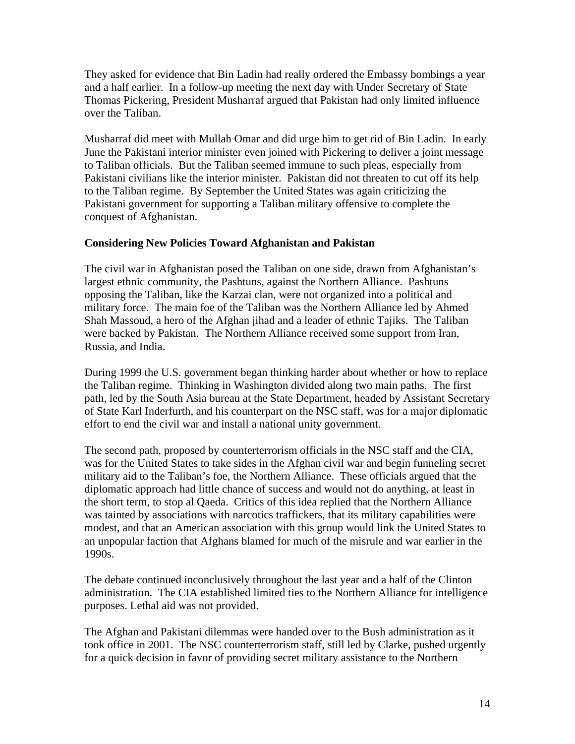They asked for evidence that Bin Ladin had really ordered the Embassy bombings a year and a half earlier. In a follow-up meeting the next day with Under Secretary of State Thomas Pickering, President Musharraf argued that Pakistan had only limited influence over the Taliban.

Musharraf did meet with Mullah Omar and did urge him to get rid of Bin Ladin. In early June the Pakistani interior minister even joined with Pickering to deliver a joint message to Taliban officials. But the Taliban seemed immune to such pleas, especially from Pakistani civilians like the interior minister. Pakistan did not threaten to cut off its help to the Taliban regime. By September the United States was again criticizing the Pakistani government for supporting a Taliban military offensive to complete the conquest of Afghanistan.

**Considering New Policies Toward Afghanistan and Pakistan**

The civil war in Afghanistan posed the Taliban on one side, drawn from Afghanistan's largest ethnic community, the Pashtuns, against the Northern Alliance. Pashtuns opposing the Taliban, like the Karzai clan, were not organized into a political and military force. The main foe of the Taliban was the Northern Alliance led by Ahmed Shah Massoud, a hero of the Afghan jihad and a leader of ethnic Tajiks. The Taliban were backed by Pakistan. The Northern Alliance received some support from Iran, Russia, and India.

During 1999 the U.S. government began thinking harder about whether or how to replace the Taliban regime. Thinking in Washington divided along two main paths. The first path, led by the South Asia bureau at the State Department, headed by Assistant Secretary of State Karl Inderfurth, and his counterpart on the NSC staff, was for a major diplomatic effort to end the civil war and install a national unity government.

The second path, proposed by counterterrorism officials in the NSC staff and the CIA, was for the United States to take sides in the Afghan civil war and begin funneling secret military aid to the Taliban's foe, the Northern Alliance. These officials argued that the diplomatic approach had little chance of success and would not do anything, at least in the short term, to stop al Qaeda. Critics of this idea replied that the Northern Alliance was tainted by associations with narcotics traffickers, that its military capabilities were modest, and that an American association with this group would link the United States to an unpopular faction that Afghans blamed for much of the misrule and war earlier in the 1990s.

The debate continued inconclusively throughout the last year and a half of the Clinton administration. The CIA established limited ties to the Northern Alliance for intelligence purposes. Lethal aid was not provided.

The Afghan and Pakistani dilemmas were handed over to the Bush administration as it took office in 2001. The NSC counterterrorism staff, still led by Clarke, pushed urgently for a quick decision in favor of providing secret military assistance to the Northern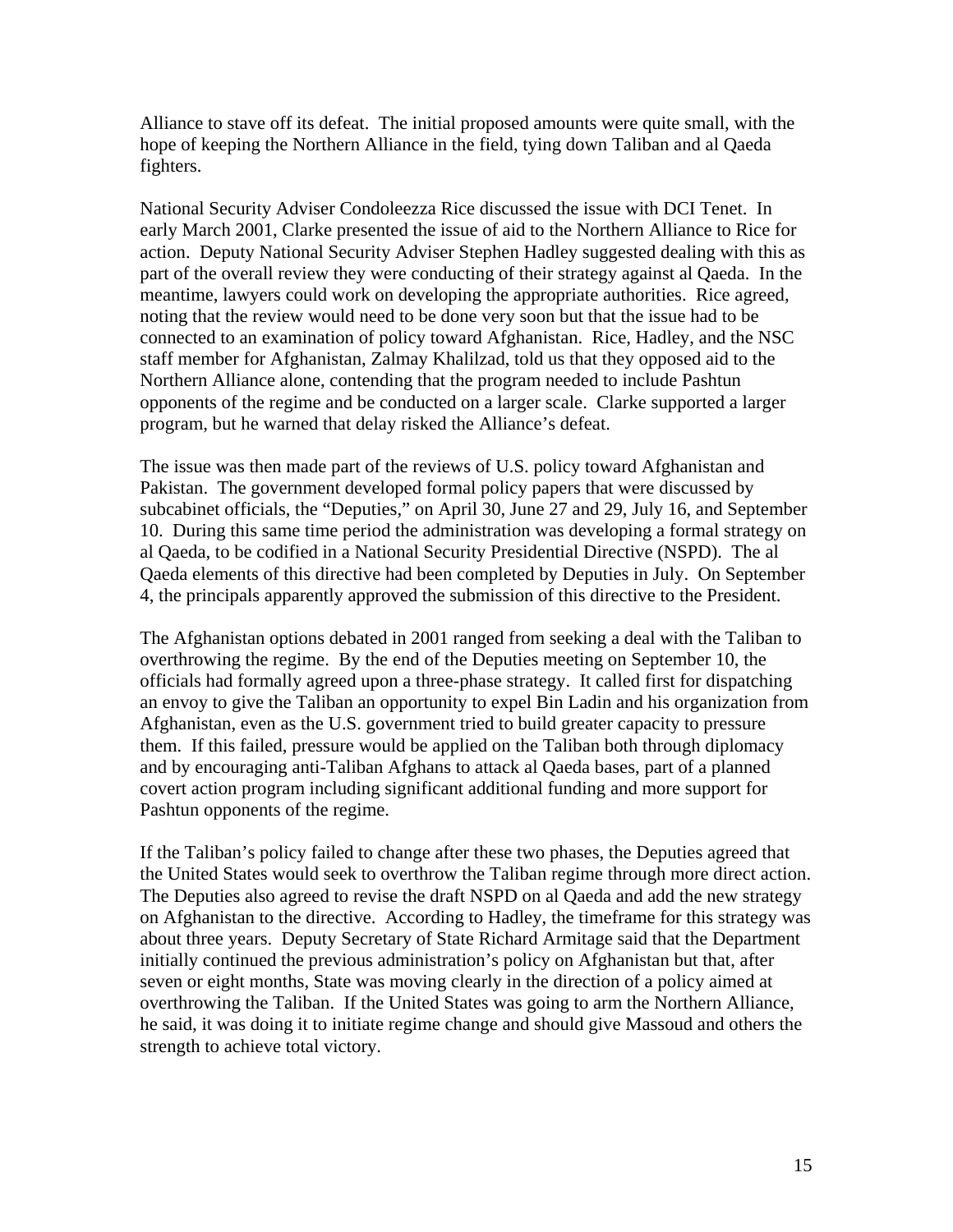Alliance to stave off its defeat. The initial proposed amounts were quite small, with the hope of keeping the Northern Alliance in the field, tying down Taliban and al Qaeda fighters.

National Security Adviser Condoleezza Rice discussed the issue with DCI Tenet. In early March 2001, Clarke presented the issue of aid to the Northern Alliance to Rice for action. Deputy National Security Adviser Stephen Hadley suggested dealing with this as part of the overall review they were conducting of their strategy against al Qaeda. In the meantime, lawyers could work on developing the appropriate authorities. Rice agreed, noting that the review would need to be done very soon but that the issue had to be connected to an examination of policy toward Afghanistan. Rice, Hadley, and the NSC staff member for Afghanistan, Zalmay Khalilzad, told us that they opposed aid to the Northern Alliance alone, contending that the program needed to include Pashtun opponents of the regime and be conducted on a larger scale. Clarke supported a larger program, but he warned that delay risked the Alliance's defeat.

The issue was then made part of the reviews of U.S. policy toward Afghanistan and Pakistan. The government developed formal policy papers that were discussed by subcabinet officials, the "Deputies," on April 30, June 27 and 29, July 16, and September 10. During this same time period the administration was developing a formal strategy on al Qaeda, to be codified in a National Security Presidential Directive (NSPD). The al Qaeda elements of this directive had been completed by Deputies in July. On September 4, the principals apparently approved the submission of this directive to the President.

The Afghanistan options debated in 2001 ranged from seeking a deal with the Taliban to overthrowing the regime. By the end of the Deputies meeting on September 10, the officials had formally agreed upon a three-phase strategy. It called first for dispatching an envoy to give the Taliban an opportunity to expel Bin Ladin and his organization from Afghanistan, even as the U.S. government tried to build greater capacity to pressure them. If this failed, pressure would be applied on the Taliban both through diplomacy and by encouraging anti-Taliban Afghans to attack al Qaeda bases, part of a planned covert action program including significant additional funding and more support for Pashtun opponents of the regime.

If the Taliban's policy failed to change after these two phases, the Deputies agreed that the United States would seek to overthrow the Taliban regime through more direct action. The Deputies also agreed to revise the draft NSPD on al Qaeda and add the new strategy on Afghanistan to the directive. According to Hadley, the timeframe for this strategy was about three years. Deputy Secretary of State Richard Armitage said that the Department initially continued the previous administration's policy on Afghanistan but that, after seven or eight months, State was moving clearly in the direction of a policy aimed at overthrowing the Taliban. If the United States was going to arm the Northern Alliance, he said, it was doing it to initiate regime change and should give Massoud and others the strength to achieve total victory.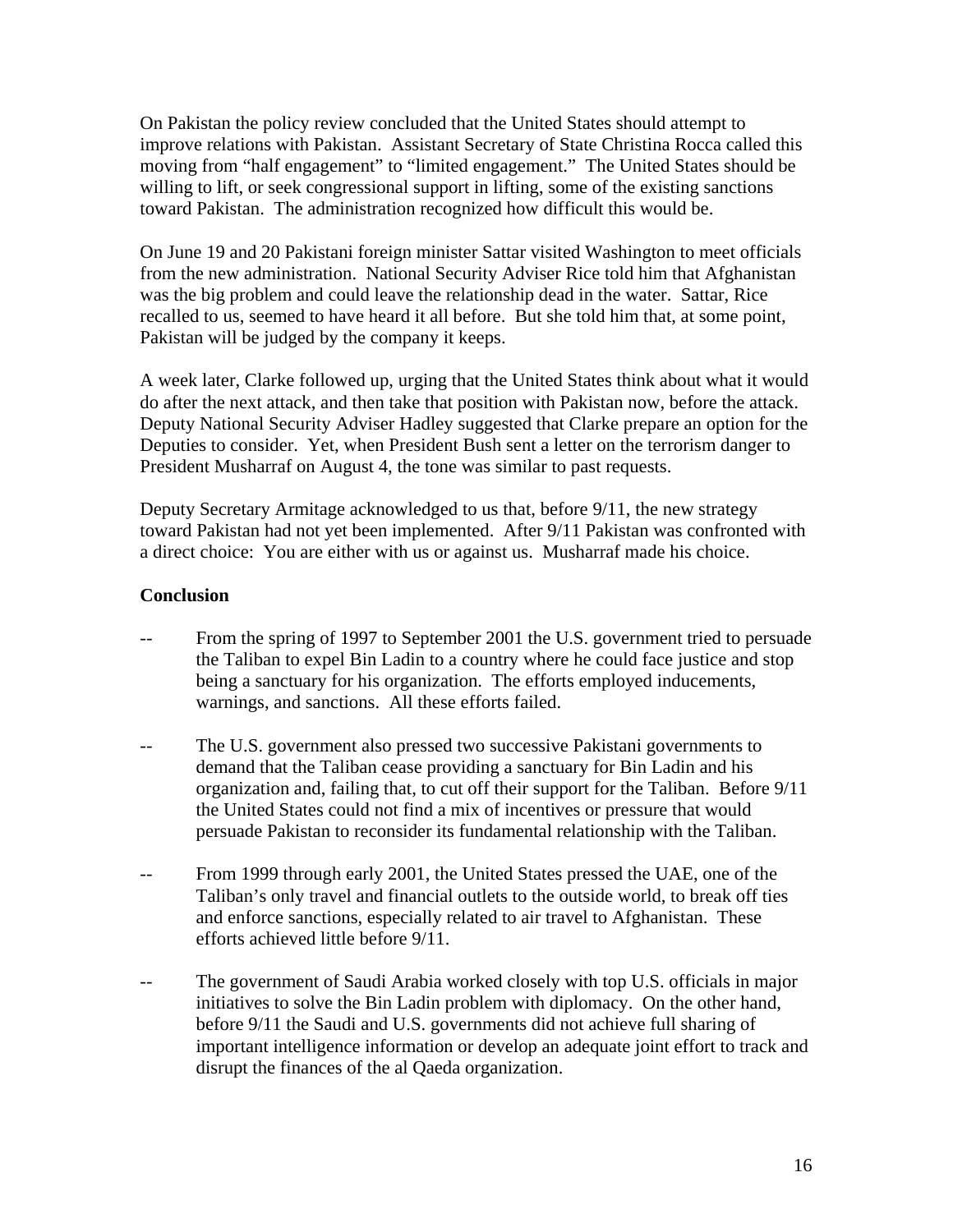On Pakistan the policy review concluded that the United States should attempt to improve relations with Pakistan. Assistant Secretary of State Christina Rocca called this moving from "half engagement" to "limited engagement." The United States should be willing to lift, or seek congressional support in lifting, some of the existing sanctions toward Pakistan. The administration recognized how difficult this would be.

On June 19 and 20 Pakistani foreign minister Sattar visited Washington to meet officials from the new administration. National Security Adviser Rice told him that Afghanistan was the big problem and could leave the relationship dead in the water. Sattar, Rice recalled to us, seemed to have heard it all before. But she told him that, at some point, Pakistan will be judged by the company it keeps.

A week later, Clarke followed up, urging that the United States think about what it would do after the next attack, and then take that position with Pakistan now, before the attack. Deputy National Security Adviser Hadley suggested that Clarke prepare an option for the Deputies to consider. Yet, when President Bush sent a letter on the terrorism danger to President Musharraf on August 4, the tone was similar to past requests.

Deputy Secretary Armitage acknowledged to us that, before 9/11, the new strategy toward Pakistan had not yet been implemented. After 9/11 Pakistan was confronted with a direct choice: You are either with us or against us. Musharraf made his choice.

**Conclusion**

-- From the spring of 1997 to September 2001 the U.S. government tried to persuade the Taliban to expel Bin Ladin to a country where he could face justice and stop being a sanctuary for his organization. The efforts employed inducements, warnings, and sanctions. All these efforts failed.

-- The U.S. government also pressed two successive Pakistani governments to demand that the Taliban cease providing a sanctuary for Bin Ladin and his organization and, failing that, to cut off their support for the Taliban. Before 9/11 the United States could not find a mix of incentives or pressure that would persuade Pakistan to reconsider its fundamental relationship with the Taliban.

-- From 1999 through early 2001, the United States pressed the UAE, one of the Taliban's only travel and financial outlets to the outside world, to break off ties and enforce sanctions, especially related to air travel to Afghanistan. These efforts achieved little before 9/11.

-- The government of Saudi Arabia worked closely with top U.S. officials in major initiatives to solve the Bin Ladin problem with diplomacy. On the other hand, before 9/11 the Saudi and U.S. governments did not achieve full sharing of important intelligence information or develop an adequate joint effort to track and disrupt the finances of the al Qaeda organization.